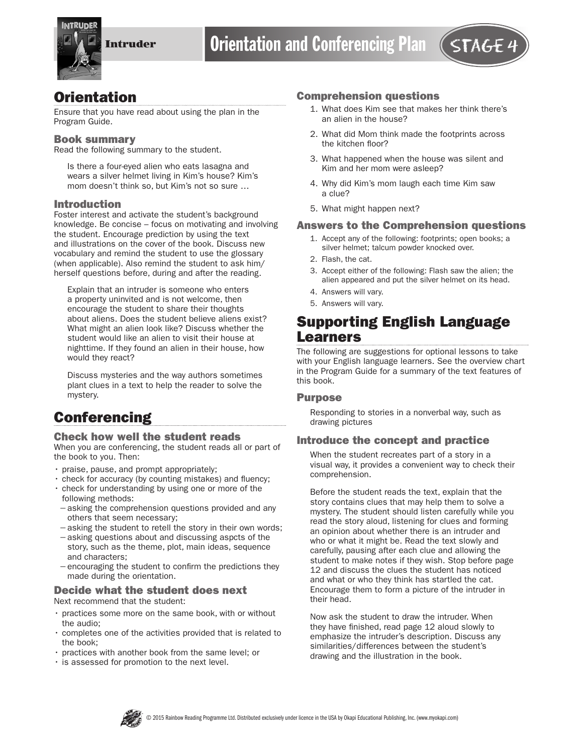# Intruder

# Orientation and Conferencing Plan

STAGE 4

## Orientation

Ensure that you have read about using the plan in the Program Guide.

### Book summary

Read the following summary to the student.

Is there a four-eyed alien who eats lasagna and wears a silver helmet living in Kim's house? Kim's mom doesn't think so, but Kim's not so sure …

### Introduction

Foster interest and activate the student's background knowledge. Be concise – focus on motivating and involving the student. Encourage prediction by using the text and illustrations on the cover of the book. Discuss new vocabulary and remind the student to use the glossary (when applicable). Also remind the student to ask him/herself questions before, during and after the reading.

Explain that an intruder is someone who enters a property uninvited and is not welcome, then encourage the student to share their thoughts about aliens. Does the student believe aliens exist? What might an alien look like? Discuss whether the student would like an alien to visit their house at nighttime. If they found an alien in their house, how would they react?

Discuss mysteries and the way authors sometimes plant clues in a text to help the reader to solve the mystery.

## Conferencing

### Check how well the student reads

When you are conferencing, the student reads all or part of the book to you. Then:

- praise, pause, and prompt appropriately;
- check for accuracy (by counting mistakes) and fluency;
- check for understanding by using one or more of the following methods:
  - asking the comprehension questions provided and any others that seem necessary;
  - asking the student to retell the story in their own words;
  - asking questions about and discussing aspcts of the story, such as the theme, plot, main ideas, sequence and characters;
  - encouraging the student to confirm the predictions they made during the orientation.

### Decide what the student does next

Next recommend that the student:

- practices some more on the same book, with or without the audio;
- completes one of the activities provided that is related to the book;
- practices with another book from the same level; or
- is assessed for promotion to the next level.

### Comprehension questions

1. What does Kim see that makes her think there's an alien in the house?
2. What did Mom think made the footprints across the kitchen floor?
3. What happened when the house was silent and Kim and her mom were asleep?
4. Why did Kim's mom laugh each time Kim saw a clue?
5. What might happen next?

### Answers to the Comprehension questions

1. Accept any of the following: footprints; open books; a silver helmet; talcum powder knocked over.
2. Flash, the cat.
3. Accept either of the following: Flash saw the alien; the alien appeared and put the silver helmet on its head.
4. Answers will vary.
5. Answers will vary.

## Supporting English Language Learners

The following are suggestions for optional lessons to take with your English language learners. See the overview chart in the Program Guide for a summary of the text features of this book.

### Purpose

Responding to stories in a nonverbal way, such as drawing pictures

### Introduce the concept and practice

When the student recreates part of a story in a visual way, it provides a convenient way to check their comprehension.

Before the student reads the text, explain that the story contains clues that may help them to solve a mystery. The student should listen carefully while you read the story aloud, listening for clues and forming an opinion about whether there is an intruder and who or what it might be. Read the text slowly and carefully, pausing after each clue and allowing the student to make notes if they wish. Stop before page 12 and discuss the clues the student has noticed and what or who they think has startled the cat. Encourage them to form a picture of the intruder in their head.

Now ask the student to draw the intruder. When they have finished, read page 12 aloud slowly to emphasize the intruder's description. Discuss any similarities/differences between the student's drawing and the illustration in the book.

© 2015 Rainbow Reading Programme Ltd. Distributed exclusively under licence in the USA by Okapi Educational Publishing, Inc. (www.myokapi.com)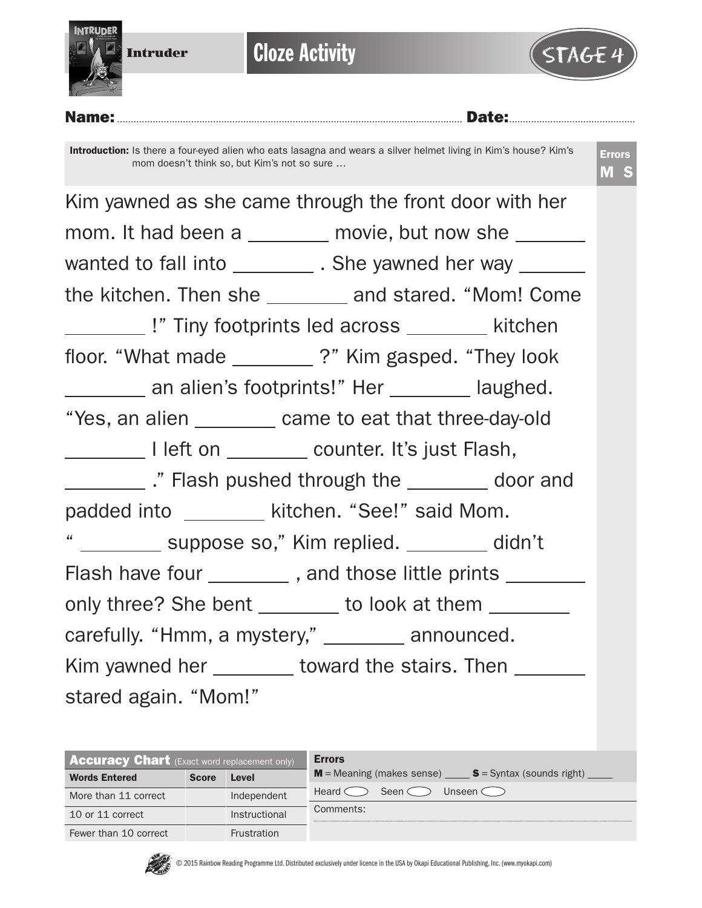Intruder

# Cloze Activity

STAGE 4

**Name:** ................................................ **Date:** ................................

**Introduction:** Is there a four-eyed alien who eats lasagna and wears a silver helmet living in Kim's house? Kim's mom doesn't think so, but Kim's not so sure …

**Errors**
**M S**

Kim yawned as she came through the front door with her mom. It had been a ________ movie, but now she ________ wanted to fall into ________ . She yawned her way ________ the kitchen. Then she ________ and stared. "Mom! Come ________ !" Tiny footprints led across ________ kitchen floor. "What made ________ ?" Kim gasped. "They look ________ an alien's footprints!" Her ________ laughed. "Yes, an alien ________ came to eat that three-day-old ________ I left on ________ counter. It's just Flash, ________ ." Flash pushed through the ________ door and padded into ________ kitchen. "See!" said Mom. " ________ suppose so," Kim replied. ________ didn't Flash have four ________ , and those little prints ________ only three? She bent ________ to look at them ________ carefully. "Hmm, a mystery," ________ announced. Kim yawned her ________ toward the stairs. Then ________ stared again. "Mom!"

| **Accuracy Chart** (Exact word replacement only) | | |
|---|---|---|
| **Words Entered** | **Score** | **Level** |
| More than 11 correct | | Independent |
| 10 or 11 correct | | Instructional |
| Fewer than 10 correct | | Frustration |

**Errors**

**M** = Meaning (makes sense) ____ **S** = Syntax (sounds right) ____

Heard ◯ Seen ◯ Unseen ◯

Comments:

© 2015 Rainbow Reading Programme Ltd. Distributed exclusively under licence in the USA by Okapi Educational Publishing, Inc. (www.myokapi.com)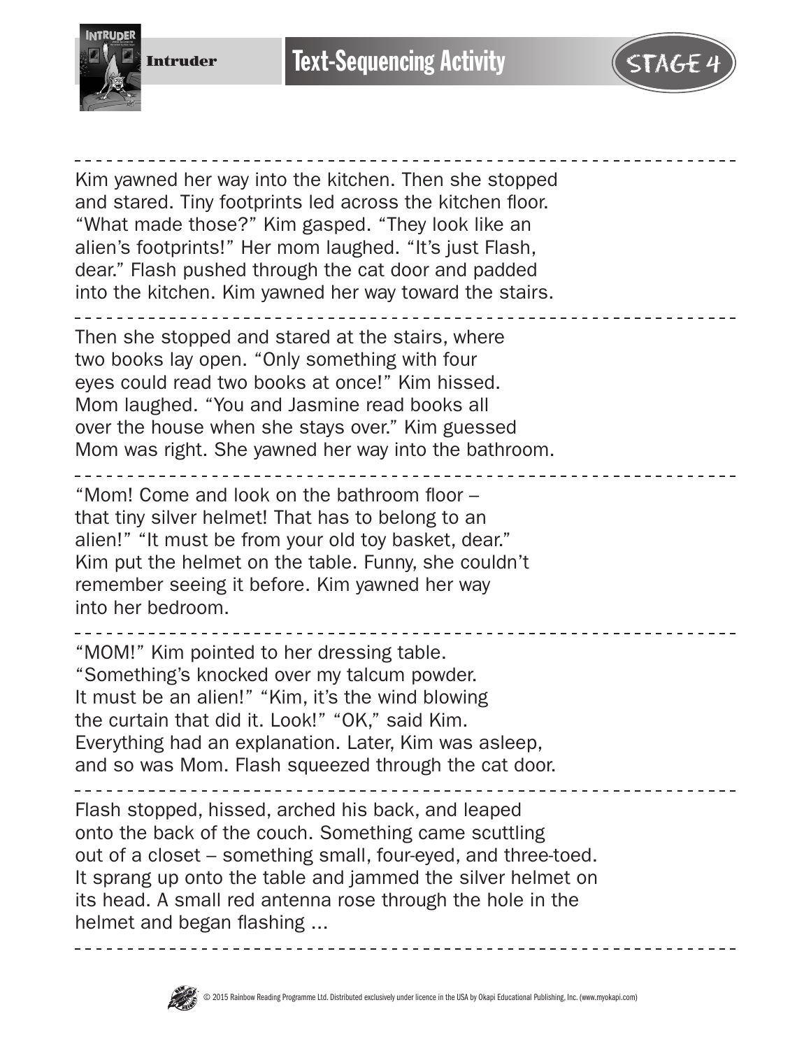# Text-Sequencing Activity

Intruder

STAGE 4

---

Kim yawned her way into the kitchen. Then she stopped and stared. Tiny footprints led across the kitchen floor. "What made those?" Kim gasped. "They look like an alien's footprints!" Her mom laughed. "It's just Flash, dear." Flash pushed through the cat door and padded into the kitchen. Kim yawned her way toward the stairs.

---

Then she stopped and stared at the stairs, where two books lay open. "Only something with four eyes could read two books at once!" Kim hissed. Mom laughed. "You and Jasmine read books all over the house when she stays over." Kim guessed Mom was right. She yawned her way into the bathroom.

---

"Mom! Come and look on the bathroom floor – that tiny silver helmet! That has to belong to an alien!" "It must be from your old toy basket, dear." Kim put the helmet on the table. Funny, she couldn't remember seeing it before. Kim yawned her way into her bedroom.

---

"MOM!" Kim pointed to her dressing table. "Something's knocked over my talcum powder. It must be an alien!" "Kim, it's the wind blowing the curtain that did it. Look!" "OK," said Kim. Everything had an explanation. Later, Kim was asleep, and so was Mom. Flash squeezed through the cat door.

---

Flash stopped, hissed, arched his back, and leaped onto the back of the couch. Something came scuttling out of a closet – something small, four-eyed, and three-toed. It sprang up onto the table and jammed the silver helmet on its head. A small red antenna rose through the hole in the helmet and began flashing ...

---

© 2015 Rainbow Reading Programme Ltd. Distributed exclusively under licence in the USA by Okapi Educational Publishing, Inc. (www.myokapi.com)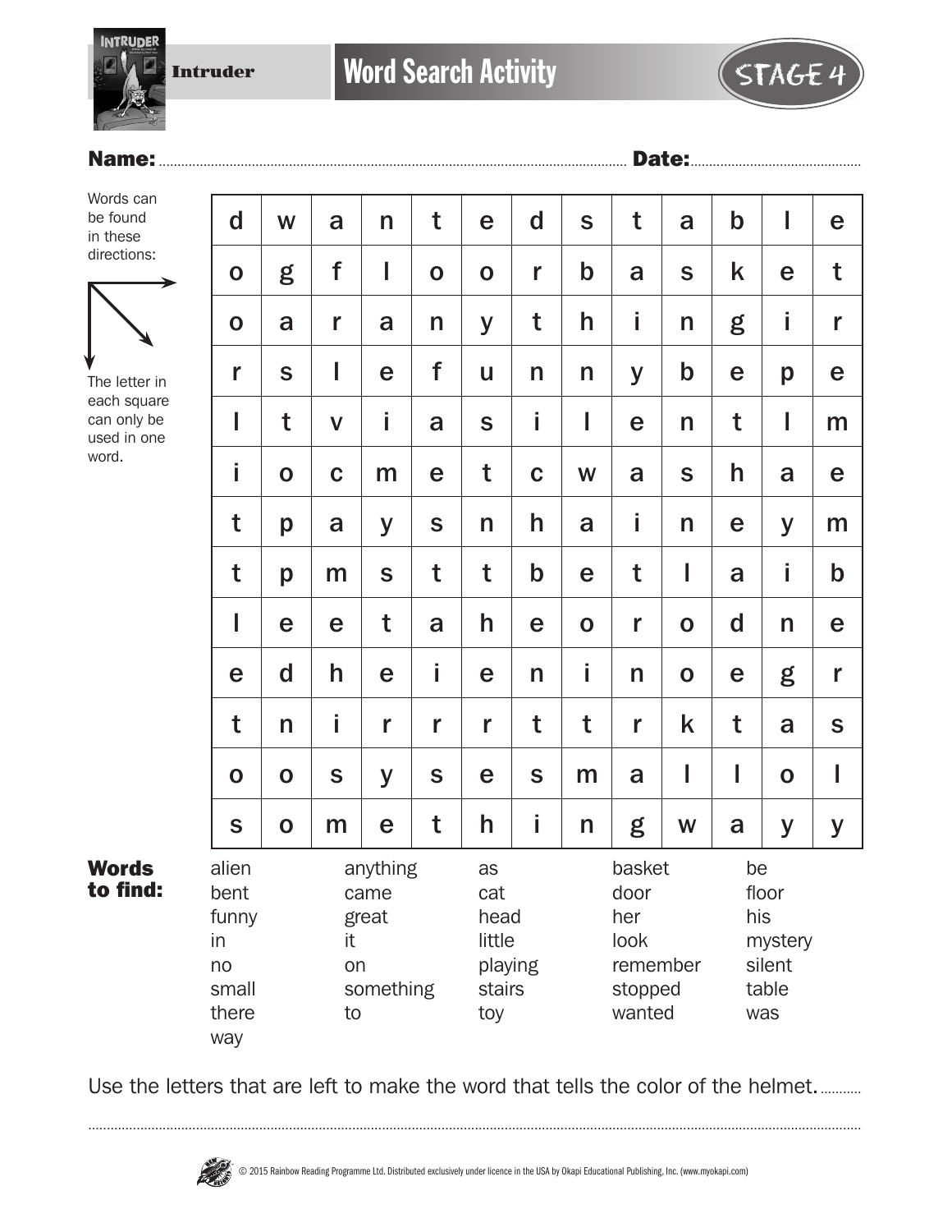# Intruder

## Word Search Activity

STAGE 4

**Name:** ............................................................ **Date:** ..............................

Words can be found in these directions: (right, down, diagonally down-right)

The letter in each square can only be used in one word.

| | | | | | | | | | | | | |
|---|---|---|---|---|---|---|---|---|---|---|---|---|
| d | w | a | n | t | e | d | s | t | a | b | l | e |
| o | g | f | l | o | o | r | b | a | s | k | e | t |
| o | a | r | a | n | y | t | h | i | n | g | i | r |
| r | s | l | e | f | u | n | n | y | b | e | p | e |
| l | t | v | i | a | s | i | l | e | n | t | l | m |
| i | o | c | m | e | t | c | w | a | s | h | a | e |
| t | p | a | y | s | n | h | a | i | n | e | y | m |
| t | p | m | s | t | t | b | e | t | l | a | i | b |
| l | e | e | t | a | h | e | o | r | o | d | n | e |
| e | d | h | e | i | e | n | i | n | o | e | g | r |
| t | n | i | r | r | r | t | t | r | k | t | a | s |
| o | o | s | y | s | e | s | m | a | l | l | o | l |
| s | o | m | e | t | h | i | n | g | w | a | y | y |

**Words to find:**

| | | | | |
|---|---|---|---|---|
| alien | anything | as | basket | be |
| bent | came | cat | door | floor |
| funny | great | head | her | his |
| in | it | little | look | mystery |
| no | on | playing | remember | silent |
| small | something | stairs | stopped | table |
| there | to | toy | wanted | was |
| way | | | | |

Use the letters that are left to make the word that tells the color of the helmet. ...........

..............................................................................................................................

© 2015 Rainbow Reading Programme Ltd. Distributed exclusively under licence in the USA by Okapi Educational Publishing, Inc. (www.myokapi.com)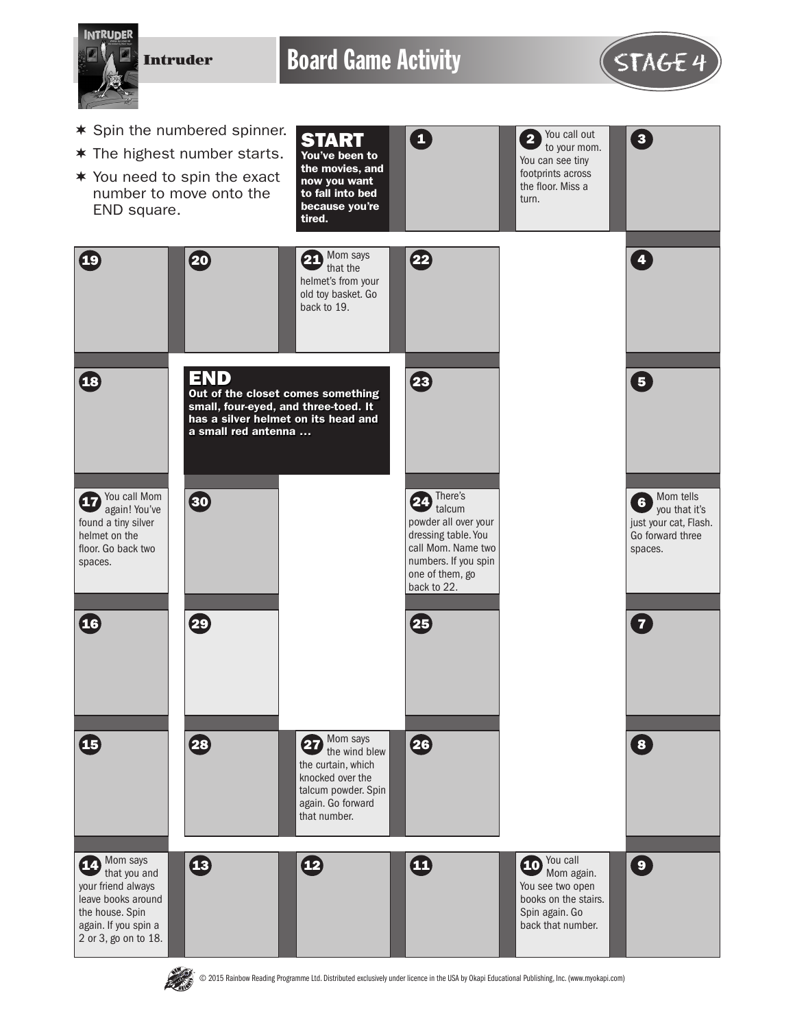# Intruder

## Board Game Activity

STAGE 4

- Spin the numbered spinner.
- The highest number starts.
- You need to spin the exact number to move onto the END square.

**START** You've been to the movies, and now you want to fall into bed because you're tired.

**1**

**2** You call out to your mom. You can see tiny footprints across the floor. Miss a turn.

**3**

**4**

**5**

**6** Mom tells you that it's just your cat, Flash. Go forward three spaces.

**7**

**8**

**9**

**10** You call Mom again. You see two open books on the stairs. Spin again. Go back that number.

**11**

**12**

**13**

**14** Mom says that you and your friend always leave books around the house. Spin again. If you spin a 2 or 3, go on to 18.

**15**

**16**

**17** You call Mom again! You've found a tiny silver helmet on the floor. Go back two spaces.

**18**

**19**

**20**

**21** Mom says that the helmet's from your old toy basket. Go back to 19.

**22**

**23**

**24** There's talcum powder all over your dressing table. You call Mom. Name two numbers. If you spin one of them, go back to 22.

**25**

**26**

**27** Mom says the wind blew the curtain, which knocked over the talcum powder. Spin again. Go forward that number.

**28**

**29**

**30**

**END** Out of the closet comes something small, four-eyed, and three-toed. It has a silver helmet on its head and a small red antenna ...

© 2015 Rainbow Reading Programme Ltd. Distributed exclusively under licence in the USA by Okapi Educational Publishing, Inc. (www.myokapi.com)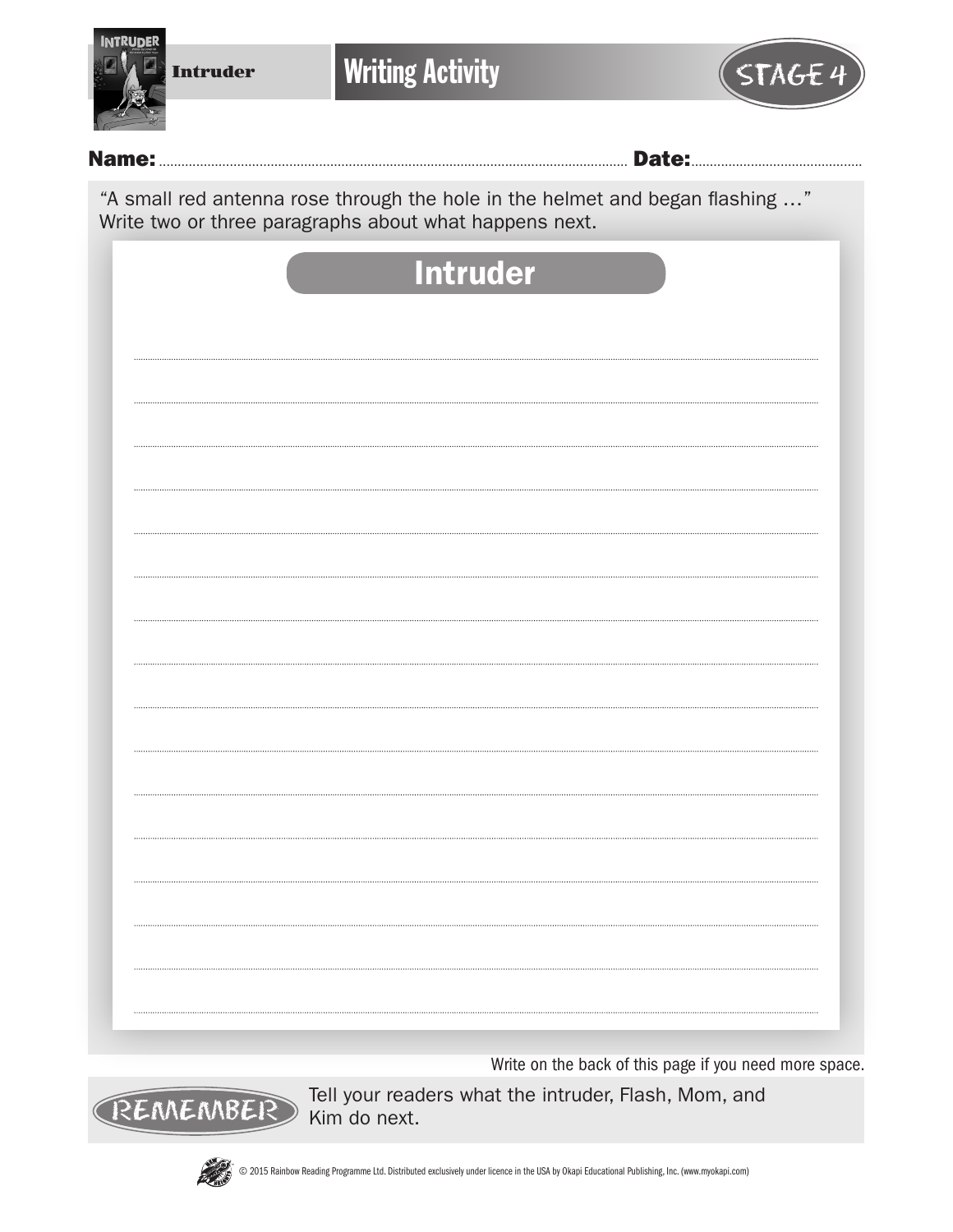**Intruder** | **Writing Activity** | STAGE 4

**Name:** .................................................. **Date:** ..................................

"A small red antenna rose through the hole in the helmet and began flashing ..."
Write two or three paragraphs about what happens next.

## Intruder

..............................................................................................................................

..............................................................................................................................

..............................................................................................................................

..............................................................................................................................

..............................................................................................................................

..............................................................................................................................

..............................................................................................................................

..............................................................................................................................

..............................................................................................................................

..............................................................................................................................

..............................................................................................................................

..............................................................................................................................

..............................................................................................................................

..............................................................................................................................

..............................................................................................................................

..............................................................................................................................

Write on the back of this page if you need more space.

**REMEMBER** Tell your readers what the intruder, Flash, Mom, and Kim do next.

© 2015 Rainbow Reading Programme Ltd. Distributed exclusively under licence in the USA by Okapi Educational Publishing, Inc. (www.myokapi.com)